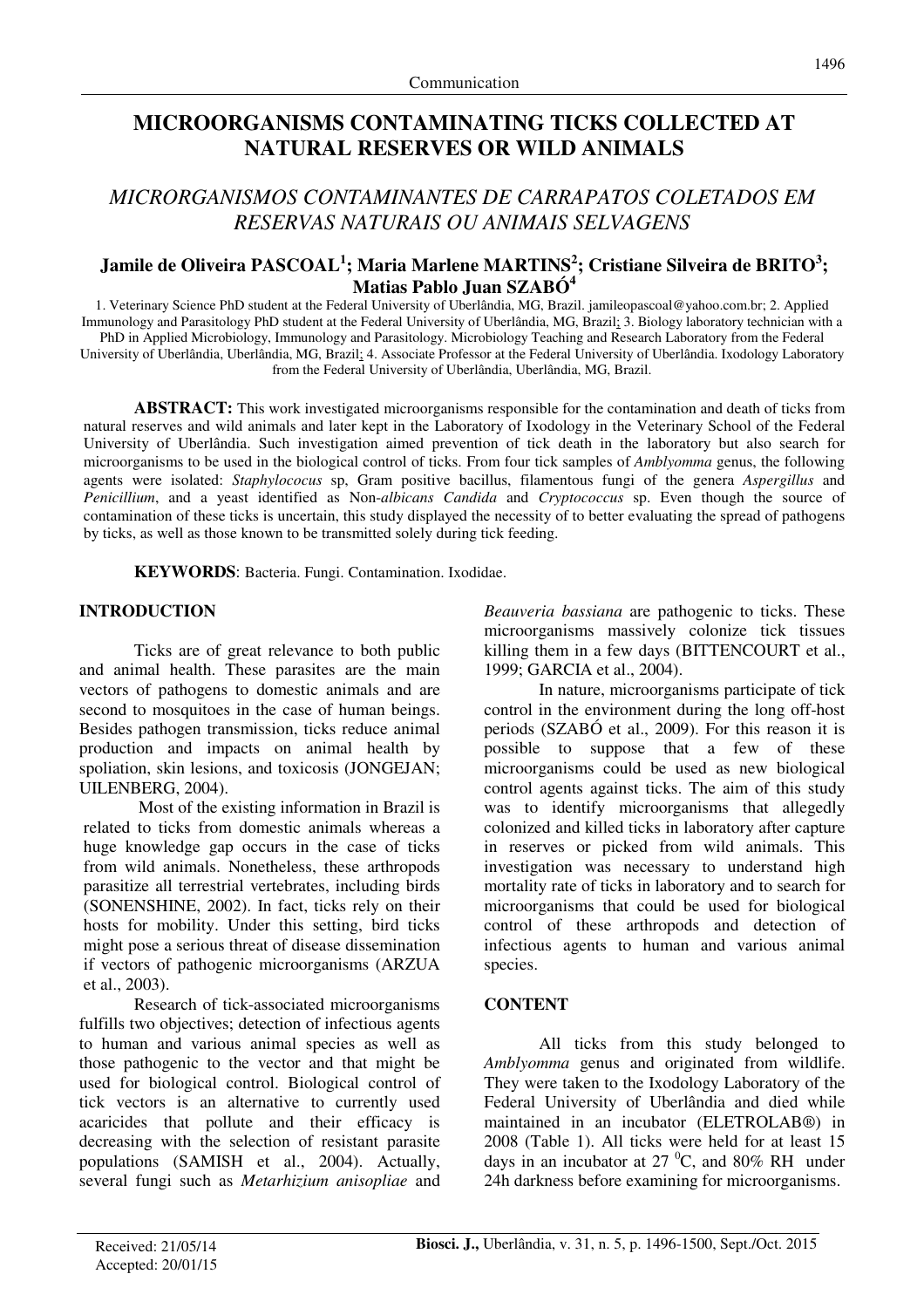Communication

# MICROORGANISMS CONTAMINATING TICKS COLLECTED AT NATURAL RESERVES OR WILD ANIMALS

## *MICRORGANISMOS CONTAMINANTES DE CARRAPATOS COLETADOS EM RESERVAS NATURAIS OU ANIMAIS SELVAGENS*

**Jamile de Oliveira PASCOAL[1]; Maria Marlene MARTINS[2]; Cristiane Silveira de BRITO[3]; Matias Pablo Juan SZABÓ[4]**

1. Veterinary Science PhD student at the Federal University of Uberlândia, MG, Brazil. jamileopascoal@yahoo.com.br; 2. Applied Immunology and Parasitology PhD student at the Federal University of Uberlândia, MG, Brazil; 3. Biology laboratory technician with a PhD in Applied Microbiology, Immunology and Parasitology. Microbiology Teaching and Research Laboratory from the Federal University of Uberlândia, Uberlândia, MG, Brazil; 4. Associate Professor at the Federal University of Uberlândia. Ixodology Laboratory from the Federal University of Uberlândia, Uberlândia, MG, Brazil.

**ABSTRACT:** This work investigated microorganisms responsible for the contamination and death of ticks from natural reserves and wild animals and later kept in the Laboratory of Ixodology in the Veterinary School of the Federal University of Uberlândia. Such investigation aimed prevention of tick death in the laboratory but also search for microorganisms to be used in the biological control of ticks. From four tick samples of *Amblyomma* genus, the following agents were isolated: *Staphylococus* sp, Gram positive bacillus, filamentous fungi of the genera *Aspergillus* and *Penicillium*, and a yeast identified as Non-*albicans Candida* and *Cryptococcus* sp. Even though the source of contamination of these ticks is uncertain, this study displayed the necessity of to better evaluating the spread of pathogens by ticks, as well as those known to be transmitted solely during tick feeding.

**KEYWORDS**: Bacteria. Fungi. Contamination. Ixodidae.

## INTRODUCTION

Ticks are of great relevance to both public and animal health. These parasites are the main vectors of pathogens to domestic animals and are second to mosquitoes in the case of human beings. Besides pathogen transmission, ticks reduce animal production and impacts on animal health by spoliation, skin lesions, and toxicosis (JONGEJAN; UILENBERG, 2004).

Most of the existing information in Brazil is related to ticks from domestic animals whereas a huge knowledge gap occurs in the case of ticks from wild animals. Nonetheless, these arthropods parasitize all terrestrial vertebrates, including birds (SONENSHINE, 2002). In fact, ticks rely on their hosts for mobility. Under this setting, bird ticks might pose a serious threat of disease dissemination if vectors of pathogenic microorganisms (ARZUA et al., 2003).

Research of tick-associated microorganisms fulfills two objectives; detection of infectious agents to human and various animal species as well as those pathogenic to the vector and that might be used for biological control. Biological control of tick vectors is an alternative to currently used acaricides that pollute and their efficacy is decreasing with the selection of resistant parasite populations (SAMISH et al., 2004). Actually, several fungi such as *Metarhizium anisopliae* and *Beauveria bassiana* are pathogenic to ticks. These microorganisms massively colonize tick tissues killing them in a few days (BITTENCOURT et al., 1999; GARCIA et al., 2004).

In nature, microorganisms participate of tick control in the environment during the long off-host periods (SZABÓ et al., 2009). For this reason it is possible to suppose that a few of these microorganisms could be used as new biological control agents against ticks. The aim of this study was to identify microorganisms that allegedly colonized and killed ticks in laboratory after capture in reserves or picked from wild animals. This investigation was necessary to understand high mortality rate of ticks in laboratory and to search for microorganisms that could be used for biological control of these arthropods and detection of infectious agents to human and various animal species.

## CONTENT

All ticks from this study belonged to *Amblyomma* genus and originated from wildlife. They were taken to the Ixodology Laboratory of the Federal University of Uberlândia and died while maintained in an incubator (ELETROLAB®) in 2008 (Table 1). All ticks were held for at least 15 days in an incubator at 27 $^{0}$C, and 80% RH under 24h darkness before examining for microorganisms.

Received: 21/05/14
Accepted: 20/01/15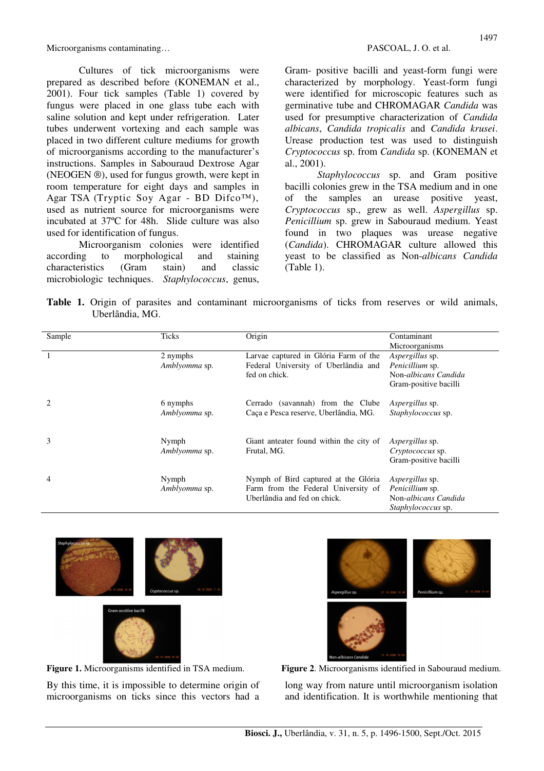Cultures of tick microorganisms were prepared as described before (KONEMAN et al., 2001). Four tick samples (Table 1) covered by fungus were placed in one glass tube each with saline solution and kept under refrigeration. Later tubes underwent vortexing and each sample was placed in two different culture mediums for growth of microorganisms according to the manufacturer's instructions. Samples in Sabouraud Dextrose Agar (NEOGEN ®), used for fungus growth, were kept in room temperature for eight days and samples in Agar TSA (Tryptic Soy Agar - BD Difco™), used as nutrient source for microorganisms were incubated at 37ºC for 48h. Slide culture was also used for identification of fungus.

Microorganism colonies were identified according to morphological and staining characteristics (Gram stain) and classic microbiologic techniques. *Staphylococcus*, genus, Gram- positive bacilli and yeast-form fungi were characterized by morphology. Yeast-form fungi were identified for microscopic features such as germinative tube and CHROMAGAR *Candida* was used for presumptive characterization of *Candida albicans*, *Candida tropicalis* and *Candida krusei*. Urease production test was used to distinguish *Cryptococcus* sp. from *Candida* sp. (KONEMAN et al., 2001).

*Staphylococcus* sp. and Gram positive bacilli colonies grew in the TSA medium and in one of the samples an urease positive yeast, *Cryptococcus* sp., grew as well. *Aspergillus* sp. *Penicillium* sp. grew in Sabouraud medium. Yeast found in two plaques was urease negative (*Candida*). CHROMAGAR culture allowed this yeast to be classified as Non-*albicans Candida* (Table 1).

**Table 1.** Origin of parasites and contaminant microorganisms of ticks from reserves or wild animals, Uberlândia, MG.

| Sample | Ticks | Origin | Contaminant Microorganisms |
|---|---|---|---|
| 1 | 2 nymphs *Amblyomma* sp. | Larvae captured in Glória Farm of the Federal University of Uberlândia and fed on chick. | *Aspergillus* sp.<br>*Penicillium* sp.<br>Non-*albicans Candida*<br>Gram-positive bacilli |
| 2 | 6 nymphs *Amblyomma* sp. | Cerrado (savannah) from the Clube Caça e Pesca reserve, Uberlândia, MG. | *Aspergillus* sp.<br>*Staphylococcus* sp. |
| 3 | Nymph *Amblyomma* sp. | Giant anteater found within the city of Frutal, MG. | *Aspergillus* sp.<br>*Cryptococcus* sp.<br>Gram-positive bacilli |
| 4 | Nymph *Amblyomma* sp. | Nymph of Bird captured at the Glória Farm from the Federal University of Uberlândia and fed on chick. | *Aspergillus* sp.<br>*Penicillium* sp.<br>Non-*albicans Candida*<br>*Staphylococcus* sp. |

**Figure 1.** Microorganisms identified in TSA medium.

**Figure 2**. Microorganisms identified in Sabouraud medium.

By this time, it is impossible to determine origin of microorganisms on ticks since this vectors had a long way from nature until microorganism isolation and identification. It is worthwhile mentioning that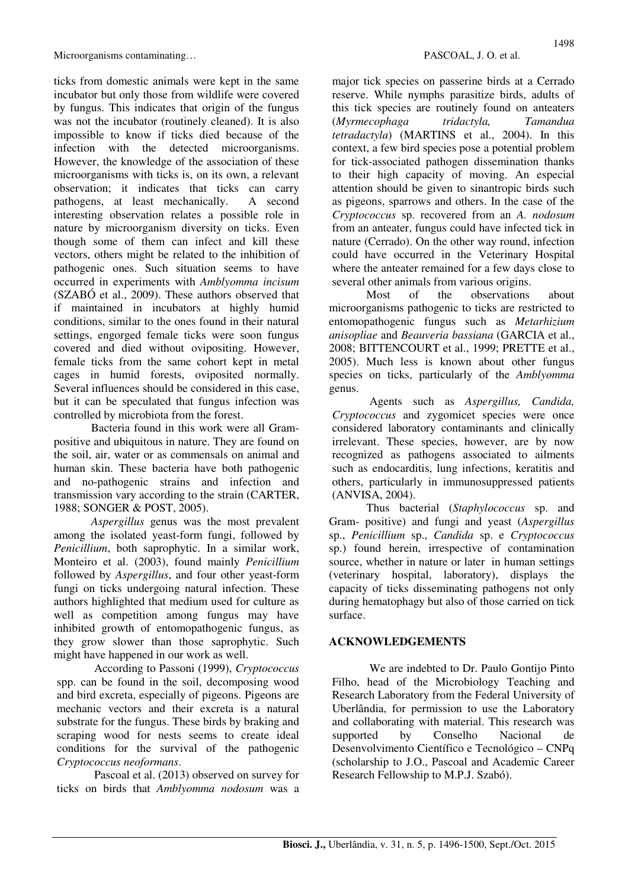ticks from domestic animals were kept in the same incubator but only those from wildlife were covered by fungus. This indicates that origin of the fungus was not the incubator (routinely cleaned). It is also impossible to know if ticks died because of the infection with the detected microorganisms. However, the knowledge of the association of these microorganisms with ticks is, on its own, a relevant observation; it indicates that ticks can carry pathogens, at least mechanically. A second interesting observation relates a possible role in nature by microorganism diversity on ticks. Even though some of them can infect and kill these vectors, others might be related to the inhibition of pathogenic ones. Such situation seems to have occurred in experiments with *Amblyomma incisum* (SZABÓ et al., 2009). These authors observed that if maintained in incubators at highly humid conditions, similar to the ones found in their natural settings, engorged female ticks were soon fungus covered and died without ovipositing. However, female ticks from the same cohort kept in metal cages in humid forests, oviposited normally. Several influences should be considered in this case, but it can be speculated that fungus infection was controlled by microbiota from the forest.

Bacteria found in this work were all Gram-positive and ubiquitous in nature. They are found on the soil, air, water or as commensals on animal and human skin. These bacteria have both pathogenic and no-pathogenic strains and infection and transmission vary according to the strain (CARTER, 1988; SONGER & POST, 2005).

*Aspergillus* genus was the most prevalent among the isolated yeast-form fungi, followed by *Penicillium*, both saprophytic. In a similar work, Monteiro et al. (2003), found mainly *Penicillium* followed by *Aspergillus*, and four other yeast-form fungi on ticks undergoing natural infection. These authors highlighted that medium used for culture as well as competition among fungus may have inhibited growth of entomopathogenic fungus, as they grow slower than those saprophytic. Such might have happened in our work as well.

According to Passoni (1999), *Cryptococcus* spp. can be found in the soil, decomposing wood and bird excreta, especially of pigeons. Pigeons are mechanic vectors and their excreta is a natural substrate for the fungus. These birds by braking and scraping wood for nests seems to create ideal conditions for the survival of the pathogenic *Cryptococcus neoformans*.

Pascoal et al. (2013) observed on survey for ticks on birds that *Amblyomma nodosum* was a major tick species on passerine birds at a Cerrado reserve. While nymphs parasitize birds, adults of this tick species are routinely found on anteaters (*Myrmecophaga tridactyla, Tamandua tetradactyla*) (MARTINS et al., 2004). In this context, a few bird species pose a potential problem for tick-associated pathogen dissemination thanks to their high capacity of moving. An especial attention should be given to sinantropic birds such as pigeons, sparrows and others. In the case of the *Cryptococcus* sp. recovered from an *A. nodosum* from an anteater, fungus could have infected tick in nature (Cerrado). On the other way round, infection could have occurred in the Veterinary Hospital where the anteater remained for a few days close to several other animals from various origins.

Most of the observations about microorganisms pathogenic to ticks are restricted to entomopathogenic fungus such as *Metarhizium anisopliae* and *Beauveria bassiana* (GARCIA et al., 2008; BITTENCOURT et al., 1999; PRETTE et al., 2005). Much less is known about other fungus species on ticks, particularly of the *Amblyomma* genus.

Agents such as *Aspergillus, Candida, Cryptococcus* and zygomicet species were once considered laboratory contaminants and clinically irrelevant. These species, however, are by now recognized as pathogens associated to ailments such as endocarditis, lung infections, keratitis and others, particularly in immunosuppressed patients (ANVISA, 2004).

Thus bacterial (*Staphylococcus* sp. and Gram- positive) and fungi and yeast (*Aspergillus* sp., *Penicillium* sp., *Candida* sp. e *Cryptococcus* sp.) found herein, irrespective of contamination source, whether in nature or later in human settings (veterinary hospital, laboratory), displays the capacity of ticks disseminating pathogens not only during hematophagy but also of those carried on tick surface.

## ACKNOWLEDGEMENTS

We are indebted to Dr. Paulo Gontijo Pinto Filho, head of the Microbiology Teaching and Research Laboratory from the Federal University of Uberlândia, for permission to use the Laboratory and collaborating with material. This research was supported by Conselho Nacional de Desenvolvimento Científico e Tecnológico – CNPq (scholarship to J.O., Pascoal and Academic Career Research Fellowship to M.P.J. Szabó).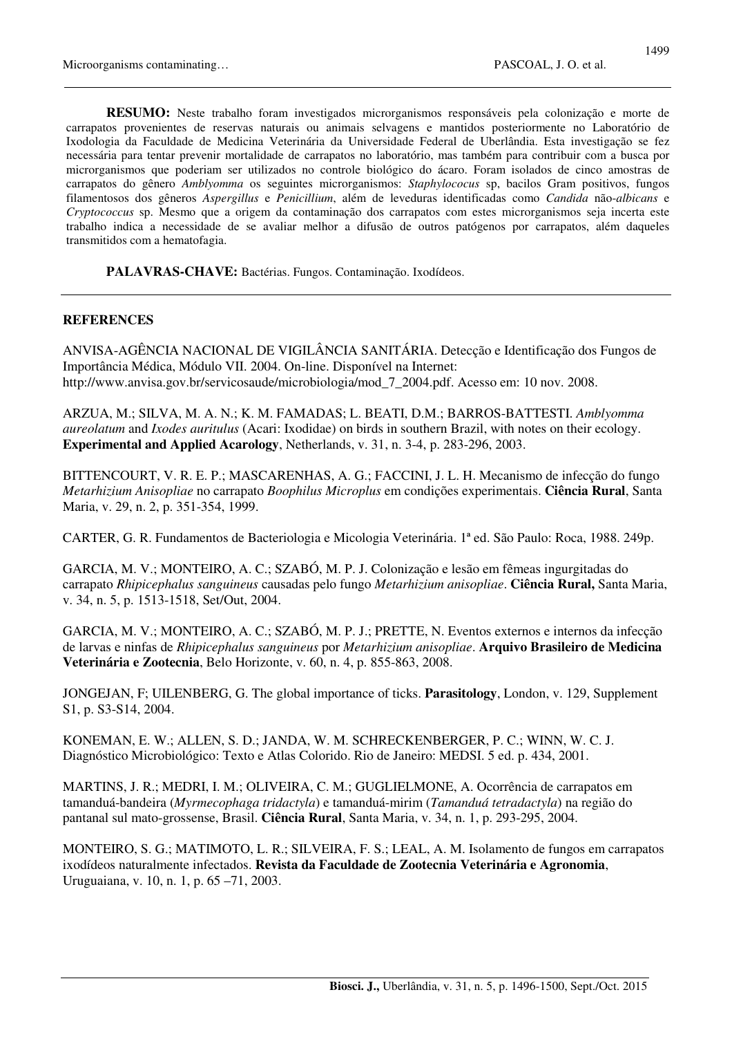**RESUMO:** Neste trabalho foram investigados microrganismos responsáveis pela colonização e morte de carrapatos provenientes de reservas naturais ou animais selvagens e mantidos posteriormente no Laboratório de Ixodologia da Faculdade de Medicina Veterinária da Universidade Federal de Uberlândia. Esta investigação se fez necessária para tentar prevenir mortalidade de carrapatos no laboratório, mas também para contribuir com a busca por microrganismos que poderiam ser utilizados no controle biológico do ácaro. Foram isolados de cinco amostras de carrapatos do gênero *Amblyomma* os seguintes microrganismos: *Staphylococus* sp, bacilos Gram positivos, fungos filamentosos dos gêneros *Aspergillus* e *Penicillium*, além de leveduras identificadas como *Candida* não-*albicans* e *Cryptococcus* sp. Mesmo que a origem da contaminação dos carrapatos com estes microrganismos seja incerta este trabalho indica a necessidade de se avaliar melhor a difusão de outros patógenos por carrapatos, além daqueles transmitidos com a hematofagia.

**PALAVRAS-CHAVE:** Bactérias. Fungos. Contaminação. Ixodídeos.

## REFERENCES

ANVISA-AGÊNCIA NACIONAL DE VIGILÂNCIA SANITÁRIA. Detecção e Identificação dos Fungos de Importância Médica, Módulo VII. 2004. On-line. Disponível na Internet: http://www.anvisa.gov.br/servicosaude/microbiologia/mod_7_2004.pdf. Acesso em: 10 nov. 2008.

ARZUA, M.; SILVA, M. A. N.; K. M. FAMADAS; L. BEATI, D.M.; BARROS-BATTESTI. *Amblyomma aureolatum* and *Ixodes auritulus* (Acari: Ixodidae) on birds in southern Brazil, with notes on their ecology. **Experimental and Applied Acarology**, Netherlands, v. 31, n. 3-4, p. 283-296, 2003.

BITTENCOURT, V. R. E. P.; MASCARENHAS, A. G.; FACCINI, J. L. H. Mecanismo de infecção do fungo *Metarhizium Anisopliae* no carrapato *Boophilus Microplus* em condições experimentais. **Ciência Rural**, Santa Maria, v. 29, n. 2, p. 351-354, 1999.

CARTER, G. R. Fundamentos de Bacteriologia e Micologia Veterinária. 1ª ed. São Paulo: Roca, 1988. 249p.

GARCIA, M. V.; MONTEIRO, A. C.; SZABÓ, M. P. J. Colonização e lesão em fêmeas ingurgitadas do carrapato *Rhipicephalus sanguineus* causadas pelo fungo *Metarhizium anisopliae*. **Ciência Rural,** Santa Maria, v. 34, n. 5, p. 1513-1518, Set/Out, 2004.

GARCIA, M. V.; MONTEIRO, A. C.; SZABÓ, M. P. J.; PRETTE, N. Eventos externos e internos da infecção de larvas e ninfas de *Rhipicephalus sanguineus* por *Metarhizium anisopliae*. **Arquivo Brasileiro de Medicina Veterinária e Zootecnia**, Belo Horizonte, v. 60, n. 4, p. 855-863, 2008.

JONGEJAN, F; UILENBERG, G. The global importance of ticks. **Parasitology**, London, v. 129, Supplement S1, p. S3-S14, 2004.

KONEMAN, E. W.; ALLEN, S. D.; JANDA, W. M. SCHRECKENBERGER, P. C.; WINN, W. C. J. Diagnóstico Microbiológico: Texto e Atlas Colorido. Rio de Janeiro: MEDSI. 5 ed. p. 434, 2001.

MARTINS, J. R.; MEDRI, I. M.; OLIVEIRA, C. M.; GUGLIELMONE, A. Ocorrência de carrapatos em tamanduá-bandeira (*Myrmecophaga tridactyla*) e tamanduá-mirim (*Tamanduá tetradactyla*) na região do pantanal sul mato-grossense, Brasil. **Ciência Rural**, Santa Maria, v. 34, n. 1, p. 293-295, 2004.

MONTEIRO, S. G.; MATIMOTO, L. R.; SILVEIRA, F. S.; LEAL, A. M. Isolamento de fungos em carrapatos ixodídeos naturalmente infectados. **Revista da Faculdade de Zootecnia Veterinária e Agronomia**, Uruguaiana, v. 10, n. 1, p. 65 –71, 2003.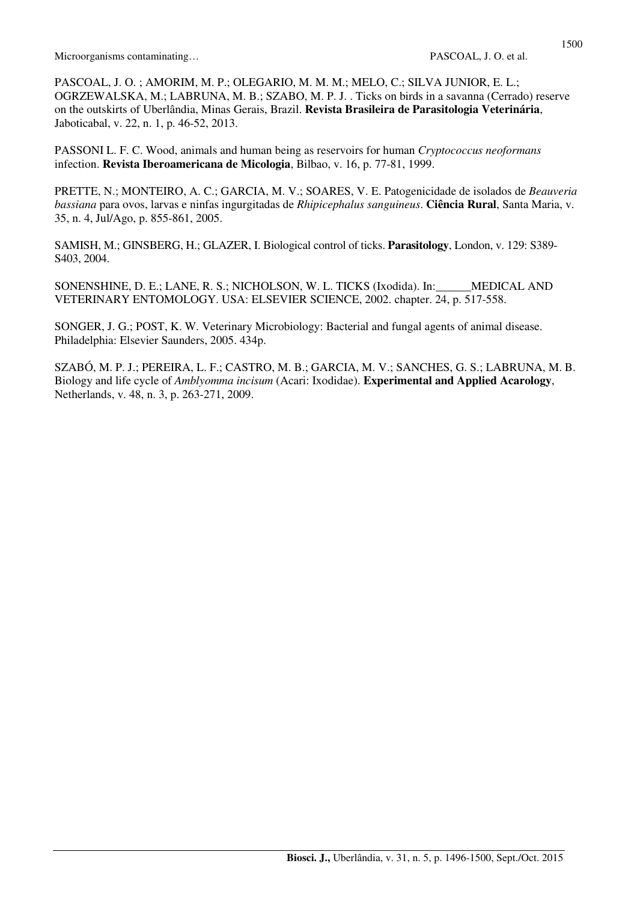PASCOAL, J. O. ; AMORIM, M. P.; OLEGARIO, M. M. M.; MELO, C.; SILVA JUNIOR, E. L.; OGRZEWALSKA, M.; LABRUNA, M. B.; SZABO, M. P. J. . Ticks on birds in a savanna (Cerrado) reserve on the outskirts of Uberlândia, Minas Gerais, Brazil. **Revista Brasileira de Parasitologia Veterinária**, Jaboticabal, v. 22, n. 1, p. 46-52, 2013.

PASSONI L. F. C. Wood, animals and human being as reservoirs for human *Cryptococcus neoformans* infection. **Revista Iberoamericana de Micologia**, Bilbao, v. 16, p. 77-81, 1999.

PRETTE, N.; MONTEIRO, A. C.; GARCIA, M. V.; SOARES, V. E. Patogenicidade de isolados de *Beauveria bassiana* para ovos, larvas e ninfas ingurgitadas de *Rhipicephalus sanguineus*. **Ciência Rural**, Santa Maria, v. 35, n. 4, Jul/Ago, p. 855-861, 2005.

SAMISH, M.; GINSBERG, H.; GLAZER, I. Biological control of ticks. **Parasitology**, London, v. 129: S389-S403, 2004.

SONENSHINE, D. E.; LANE, R. S.; NICHOLSON, W. L. TICKS (Ixodida). In:______MEDICAL AND VETERINARY ENTOMOLOGY. USA: ELSEVIER SCIENCE, 2002. chapter. 24, p. 517-558.

SONGER, J. G.; POST, K. W. Veterinary Microbiology: Bacterial and fungal agents of animal disease. Philadelphia: Elsevier Saunders, 2005. 434p.

SZABÓ, M. P. J.; PEREIRA, L. F.; CASTRO, M. B.; GARCIA, M. V.; SANCHES, G. S.; LABRUNA, M. B. Biology and life cycle of *Amblyomma incisum* (Acari: Ixodidae). **Experimental and Applied Acarology**, Netherlands, v. 48, n. 3, p. 263-271, 2009.